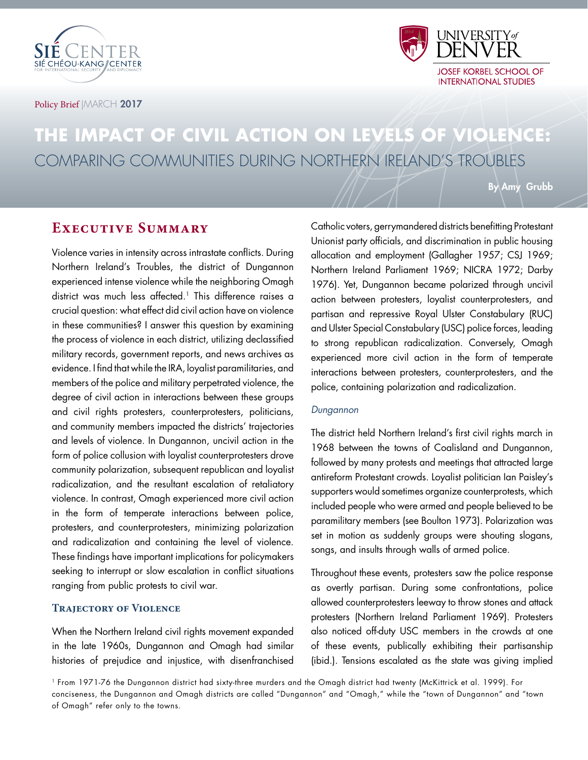Policy Brief | MARCH **2017**

# THE IMPACT OF CIVIL ACTION ON LEVELS OF VIOLENCE:

## COMPARING COMMUNITIES DURING NORTHERN IRELAND'S TROUBLES

**By Amy Grubb**

## Executive Summary

Violence varies in intensity across intrastate conflicts. During Northern Ireland's Troubles, the district of Dungannon experienced intense violence while the neighboring Omagh district was much less affected.[1] This difference raises a crucial question: what effect did civil action have on violence in these communities? I answer this question by examining the process of violence in each district, utilizing declassified military records, government reports, and news archives as evidence. I find that while the IRA, loyalist paramilitaries, and members of the police and military perpetrated violence, the degree of civil action in interactions between these groups and civil rights protesters, counterprotesters, politicians, and community members impacted the districts' trajectories and levels of violence. In Dungannon, uncivil action in the form of police collusion with loyalist counterprotesters drove community polarization, subsequent republican and loyalist radicalization, and the resultant escalation of retaliatory violence. In contrast, Omagh experienced more civil action in the form of temperate interactions between police, protesters, and counterprotesters, minimizing polarization and radicalization and containing the level of violence. These findings have important implications for policymakers seeking to interrupt or slow escalation in conflict situations ranging from public protests to civil war.

### Trajectory of Violence

When the Northern Ireland civil rights movement expanded in the late 1960s, Dungannon and Omagh had similar histories of prejudice and injustice, with disenfranchised Catholic voters, gerrymandered districts benefitting Protestant Unionist party officials, and discrimination in public housing allocation and employment (Gallagher 1957; CSJ 1969; Northern Ireland Parliament 1969; NICRA 1972; Darby 1976). Yet, Dungannon became polarized through uncivil action between protesters, loyalist counterprotesters, and partisan and repressive Royal Ulster Constabulary (RUC) and Ulster Special Constabulary (USC) police forces, leading to strong republican radicalization. Conversely, Omagh experienced more civil action in the form of temperate interactions between protesters, counterprotesters, and the police, containing polarization and radicalization.

*Dungannon*

The district held Northern Ireland's first civil rights march in 1968 between the towns of Coalisland and Dungannon, followed by many protests and meetings that attracted large antireform Protestant crowds. Loyalist politician Ian Paisley's supporters would sometimes organize counterprotests, which included people who were armed and people believed to be paramilitary members (see Boulton 1973). Polarization was set in motion as suddenly groups were shouting slogans, songs, and insults through walls of armed police.

Throughout these events, protesters saw the police response as overtly partisan. During some confrontations, police allowed counterprotesters leeway to throw stones and attack protesters (Northern Ireland Parliament 1969). Protesters also noticed off-duty USC members in the crowds at one of these events, publically exhibiting their partisanship (ibid.). Tensions escalated as the state was giving implied

[1] From 1971-76 the Dungannon district had sixty-three murders and the Omagh district had twenty (McKittrick et al. 1999). For conciseness, the Dungannon and Omagh districts are called "Dungannon" and "Omagh," while the "town of Dungannon" and "town of Omagh" refer only to the towns.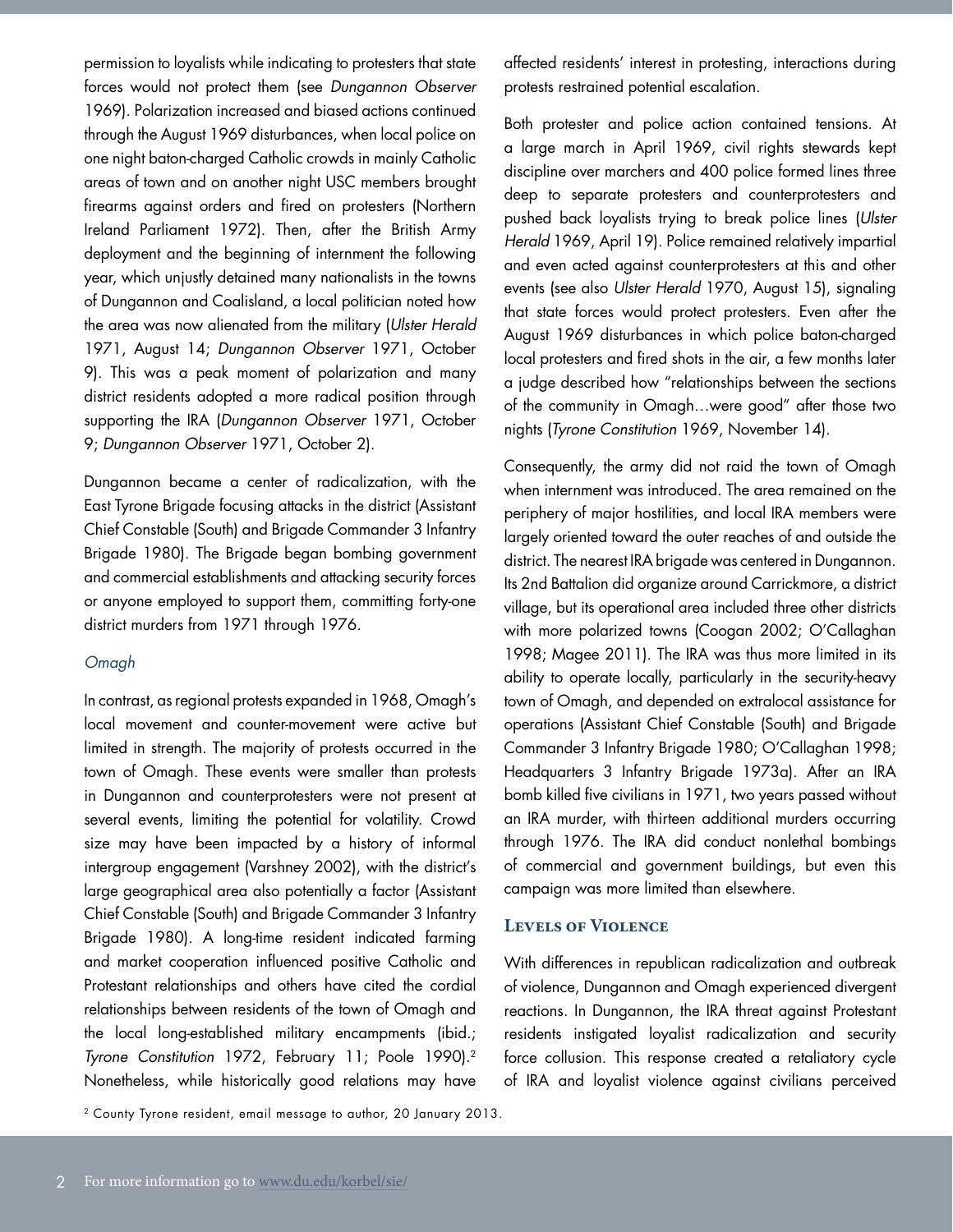permission to loyalists while indicating to protesters that state forces would not protect them (see *Dungannon Observer* 1969). Polarization increased and biased actions continued through the August 1969 disturbances, when local police on one night baton-charged Catholic crowds in mainly Catholic areas of town and on another night USC members brought firearms against orders and fired on protesters (Northern Ireland Parliament 1972). Then, after the British Army deployment and the beginning of internment the following year, which unjustly detained many nationalists in the towns of Dungannon and Coalisland, a local politician noted how the area was now alienated from the military (*Ulster Herald* 1971, August 14; *Dungannon Observer* 1971, October 9). This was a peak moment of polarization and many district residents adopted a more radical position through supporting the IRA (*Dungannon Observer* 1971, October 9; *Dungannon Observer* 1971, October 2).

Dungannon became a center of radicalization, with the East Tyrone Brigade focusing attacks in the district (Assistant Chief Constable (South) and Brigade Commander 3 Infantry Brigade 1980). The Brigade began bombing government and commercial establishments and attacking security forces or anyone employed to support them, committing forty-one district murders from 1971 through 1976.

### *Omagh*

In contrast, as regional protests expanded in 1968, Omagh's local movement and counter-movement were active but limited in strength. The majority of protests occurred in the town of Omagh. These events were smaller than protests in Dungannon and counterprotesters were not present at several events, limiting the potential for volatility. Crowd size may have been impacted by a history of informal intergroup engagement (Varshney 2002), with the district's large geographical area also potentially a factor (Assistant Chief Constable (South) and Brigade Commander 3 Infantry Brigade 1980). A long-time resident indicated farming and market cooperation influenced positive Catholic and Protestant relationships and others have cited the cordial relationships between residents of the town of Omagh and the local long-established military encampments (ibid.; *Tyrone Constitution* 1972, February 11; Poole 1990).[2] Nonetheless, while historically good relations may have affected residents' interest in protesting, interactions during protests restrained potential escalation.

Both protester and police action contained tensions. At a large march in April 1969, civil rights stewards kept discipline over marchers and 400 police formed lines three deep to separate protesters and counterprotesters and pushed back loyalists trying to break police lines (*Ulster Herald* 1969, April 19). Police remained relatively impartial and even acted against counterprotesters at this and other events (see also *Ulster Herald* 1970, August 15), signaling that state forces would protect protesters. Even after the August 1969 disturbances in which police baton-charged local protesters and fired shots in the air, a few months later a judge described how "relationships between the sections of the community in Omagh…were good" after those two nights (*Tyrone Constitution* 1969, November 14).

Consequently, the army did not raid the town of Omagh when internment was introduced. The area remained on the periphery of major hostilities, and local IRA members were largely oriented toward the outer reaches of and outside the district. The nearest IRA brigade was centered in Dungannon. Its 2nd Battalion did organize around Carrickmore, a district village, but its operational area included three other districts with more polarized towns (Coogan 2002; O'Callaghan 1998; Magee 2011). The IRA was thus more limited in its ability to operate locally, particularly in the security-heavy town of Omagh, and depended on extralocal assistance for operations (Assistant Chief Constable (South) and Brigade Commander 3 Infantry Brigade 1980; O'Callaghan 1998; Headquarters 3 Infantry Brigade 1973a). After an IRA bomb killed five civilians in 1971, two years passed without an IRA murder, with thirteen additional murders occurring through 1976. The IRA did conduct nonlethal bombings of commercial and government buildings, but even this campaign was more limited than elsewhere.

## Levels of Violence

With differences in republican radicalization and outbreak of violence, Dungannon and Omagh experienced divergent reactions. In Dungannon, the IRA threat against Protestant residents instigated loyalist radicalization and security force collusion. This response created a retaliatory cycle of IRA and loyalist violence against civilians perceived

[2] County Tyrone resident, email message to author, 20 January 2013.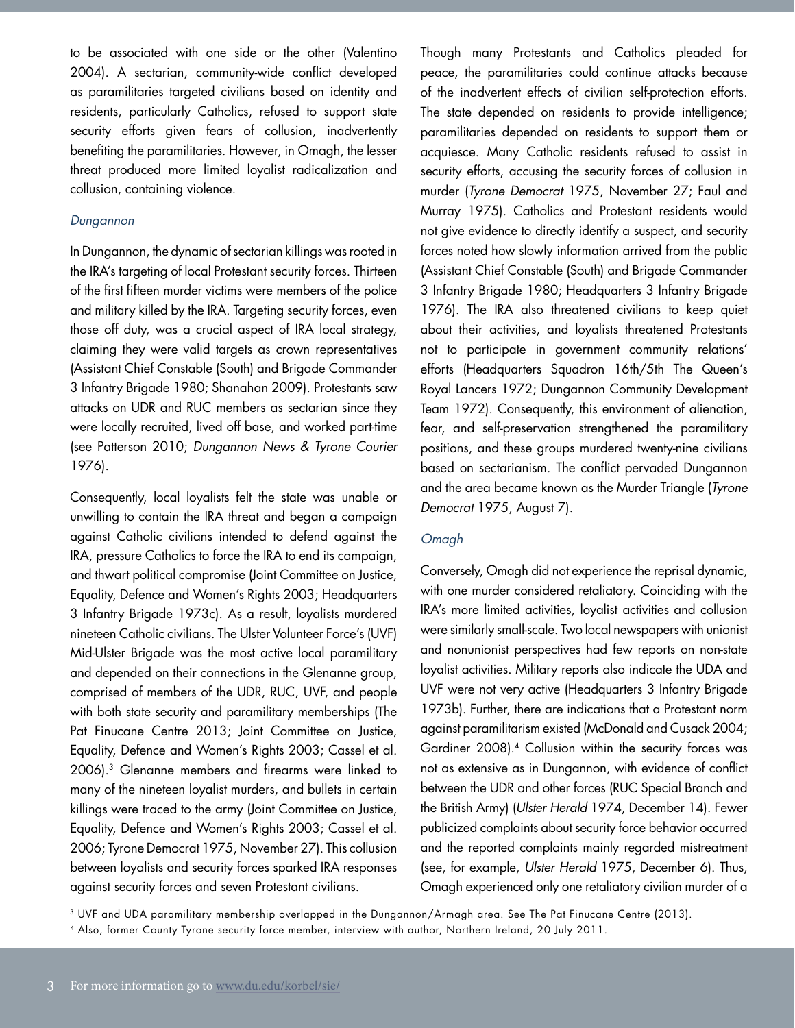to be associated with one side or the other (Valentino 2004). A sectarian, community-wide conflict developed as paramilitaries targeted civilians based on identity and residents, particularly Catholics, refused to support state security efforts given fears of collusion, inadvertently benefiting the paramilitaries. However, in Omagh, the lesser threat produced more limited loyalist radicalization and collusion, containing violence.

### *Dungannon*

In Dungannon, the dynamic of sectarian killings was rooted in the IRA's targeting of local Protestant security forces. Thirteen of the first fifteen murder victims were members of the police and military killed by the IRA. Targeting security forces, even those off duty, was a crucial aspect of IRA local strategy, claiming they were valid targets as crown representatives (Assistant Chief Constable (South) and Brigade Commander 3 Infantry Brigade 1980; Shanahan 2009). Protestants saw attacks on UDR and RUC members as sectarian since they were locally recruited, lived off base, and worked part-time (see Patterson 2010; *Dungannon News & Tyrone Courier* 1976).

Consequently, local loyalists felt the state was unable or unwilling to contain the IRA threat and began a campaign against Catholic civilians intended to defend against the IRA, pressure Catholics to force the IRA to end its campaign, and thwart political compromise (Joint Committee on Justice, Equality, Defence and Women's Rights 2003; Headquarters 3 Infantry Brigade 1973c). As a result, loyalists murdered nineteen Catholic civilians. The Ulster Volunteer Force's (UVF) Mid-Ulster Brigade was the most active local paramilitary and depended on their connections in the Glenanne group, comprised of members of the UDR, RUC, UVF, and people with both state security and paramilitary memberships (The Pat Finucane Centre 2013; Joint Committee on Justice, Equality, Defence and Women's Rights 2003; Cassel et al. 2006).[3] Glenanne members and firearms were linked to many of the nineteen loyalist murders, and bullets in certain killings were traced to the army (Joint Committee on Justice, Equality, Defence and Women's Rights 2003; Cassel et al. 2006; Tyrone Democrat 1975, November 27). This collusion between loyalists and security forces sparked IRA responses against security forces and seven Protestant civilians.

Though many Protestants and Catholics pleaded for peace, the paramilitaries could continue attacks because of the inadvertent effects of civilian self-protection efforts. The state depended on residents to provide intelligence; paramilitaries depended on residents to support them or acquiesce. Many Catholic residents refused to assist in security efforts, accusing the security forces of collusion in murder (*Tyrone Democrat* 1975, November 27; Faul and Murray 1975). Catholics and Protestant residents would not give evidence to directly identify a suspect, and security forces noted how slowly information arrived from the public (Assistant Chief Constable (South) and Brigade Commander 3 Infantry Brigade 1980; Headquarters 3 Infantry Brigade 1976). The IRA also threatened civilians to keep quiet about their activities, and loyalists threatened Protestants not to participate in government community relations' efforts (Headquarters Squadron 16th/5th The Queen's Royal Lancers 1972; Dungannon Community Development Team 1972). Consequently, this environment of alienation, fear, and self-preservation strengthened the paramilitary positions, and these groups murdered twenty-nine civilians based on sectarianism. The conflict pervaded Dungannon and the area became known as the Murder Triangle (*Tyrone Democrat* 1975, August 7).

### *Omagh*

Conversely, Omagh did not experience the reprisal dynamic, with one murder considered retaliatory. Coinciding with the IRA's more limited activities, loyalist activities and collusion were similarly small-scale. Two local newspapers with unionist and nonunionist perspectives had few reports on non-state loyalist activities. Military reports also indicate the UDA and UVF were not very active (Headquarters 3 Infantry Brigade 1973b). Further, there are indications that a Protestant norm against paramilitarism existed (McDonald and Cusack 2004; Gardiner 2008).[4] Collusion within the security forces was not as extensive as in Dungannon, with evidence of conflict between the UDR and other forces (RUC Special Branch and the British Army) (*Ulster Herald* 1974, December 14). Fewer publicized complaints about security force behavior occurred and the reported complaints mainly regarded mistreatment (see, for example, *Ulster Herald* 1975, December 6). Thus, Omagh experienced only one retaliatory civilian murder of a

[3] UVF and UDA paramilitary membership overlapped in the Dungannon/Armagh area. See The Pat Finucane Centre (2013).

[4] Also, former County Tyrone security force member, interview with author, Northern Ireland, 20 July 2011.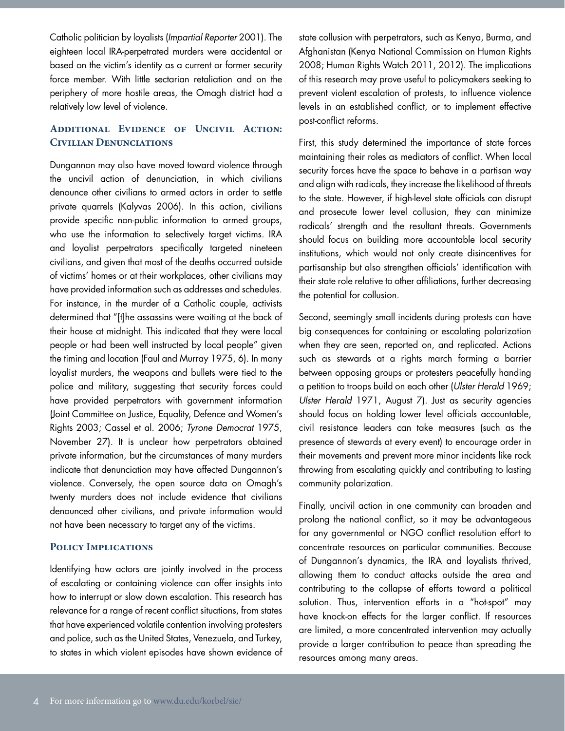Catholic politician by loyalists (*Impartial Reporter* 2001). The eighteen local IRA-perpetrated murders were accidental or based on the victim's identity as a current or former security force member. With little sectarian retaliation and on the periphery of more hostile areas, the Omagh district had a relatively low level of violence.

### Additional Evidence of Uncivil Action: Civilian Denunciations

Dungannon may also have moved toward violence through the uncivil action of denunciation, in which civilians denounce other civilians to armed actors in order to settle private quarrels (Kalyvas 2006). In this action, civilians provide specific non-public information to armed groups, who use the information to selectively target victims. IRA and loyalist perpetrators specifically targeted nineteen civilians, and given that most of the deaths occurred outside of victims' homes or at their workplaces, other civilians may have provided information such as addresses and schedules. For instance, in the murder of a Catholic couple, activists determined that "[t]he assassins were waiting at the back of their house at midnight. This indicated that they were local people or had been well instructed by local people" given the timing and location (Faul and Murray 1975, 6). In many loyalist murders, the weapons and bullets were tied to the police and military, suggesting that security forces could have provided perpetrators with government information (Joint Committee on Justice, Equality, Defence and Women's Rights 2003; Cassel et al. 2006; *Tyrone Democrat* 1975, November 27). It is unclear how perpetrators obtained private information, but the circumstances of many murders indicate that denunciation may have affected Dungannon's violence. Conversely, the open source data on Omagh's twenty murders does not include evidence that civilians denounced other civilians, and private information would not have been necessary to target any of the victims.

### Policy Implications

Identifying how actors are jointly involved in the process of escalating or containing violence can offer insights into how to interrupt or slow down escalation. This research has relevance for a range of recent conflict situations, from states that have experienced volatile contention involving protesters and police, such as the United States, Venezuela, and Turkey, to states in which violent episodes have shown evidence of state collusion with perpetrators, such as Kenya, Burma, and Afghanistan (Kenya National Commission on Human Rights 2008; Human Rights Watch 2011, 2012). The implications of this research may prove useful to policymakers seeking to prevent violent escalation of protests, to influence violence levels in an established conflict, or to implement effective post-conflict reforms.

First, this study determined the importance of state forces maintaining their roles as mediators of conflict. When local security forces have the space to behave in a partisan way and align with radicals, they increase the likelihood of threats to the state. However, if high-level state officials can disrupt and prosecute lower level collusion, they can minimize radicals' strength and the resultant threats. Governments should focus on building more accountable local security institutions, which would not only create disincentives for partisanship but also strengthen officials' identification with their state role relative to other affiliations, further decreasing the potential for collusion.

Second, seemingly small incidents during protests can have big consequences for containing or escalating polarization when they are seen, reported on, and replicated. Actions such as stewards at a rights march forming a barrier between opposing groups or protesters peacefully handing a petition to troops build on each other (*Ulster Herald* 1969; *Ulster Herald* 1971, August 7). Just as security agencies should focus on holding lower level officials accountable, civil resistance leaders can take measures (such as the presence of stewards at every event) to encourage order in their movements and prevent more minor incidents like rock throwing from escalating quickly and contributing to lasting community polarization.

Finally, uncivil action in one community can broaden and prolong the national conflict, so it may be advantageous for any governmental or NGO conflict resolution effort to concentrate resources on particular communities. Because of Dungannon's dynamics, the IRA and loyalists thrived, allowing them to conduct attacks outside the area and contributing to the collapse of efforts toward a political solution. Thus, intervention efforts in a "hot-spot" may have knock-on effects for the larger conflict. If resources are limited, a more concentrated intervention may actually provide a larger contribution to peace than spreading the resources among many areas.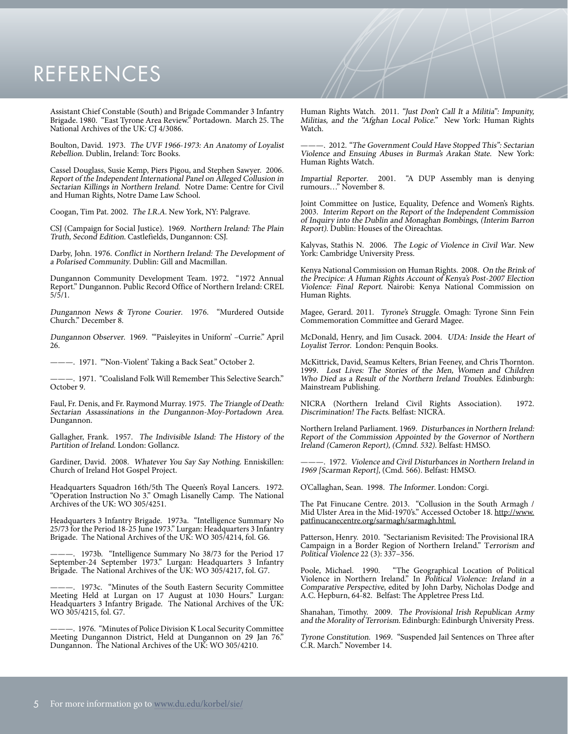# REFERENCES

Assistant Chief Constable (South) and Brigade Commander 3 Infantry Brigade. 1980. "East Tyrone Area Review." Portadown. March 25. The National Archives of the UK: CJ 4/3086.

Boulton, David. 1973. *The UVF 1966-1973: An Anatomy of Loyalist Rebellion.* Dublin, Ireland: Torc Books.

Cassel Douglass, Susie Kemp, Piers Pigou, and Stephen Sawyer. 2006. *Report of the Independent International Panel on Alleged Collusion in Sectarian Killings in Northern Ireland.* Notre Dame: Centre for Civil and Human Rights, Notre Dame Law School.

Coogan, Tim Pat. 2002. *The I.R.A.* New York, NY: Palgrave.

CSJ (Campaign for Social Justice). 1969. *Northern Ireland: The Plain Truth, Second Edition.* Castlefields, Dungannon: CSJ.

Darby, John. 1976. *Conflict in Northern Ireland: The Development of a Polarised Community.* Dublin: Gill and Macmillan.

Dungannon Community Development Team. 1972. "1972 Annual Report." Dungannon. Public Record Office of Northern Ireland: CREL 5/5/1.

*Dungannon News & Tyrone Courier.* 1976. "Murdered Outside Church." December 8.

*Dungannon Observer.* 1969. "'Paisleyites in Uniform' –Currie." April 26.

———. 1971. "'Non-Violent' Taking a Back Seat." October 2.

———. 1971. "Coalisland Folk Will Remember This Selective Search." October 9.

Faul, Fr. Denis, and Fr. Raymond Murray. 1975. *The Triangle of Death: Sectarian Assassinations in the Dungannon-Moy-Portadown Area.* Dungannon.

Gallagher, Frank. 1957. *The Indivisible Island: The History of the Partition of Ireland.* London: Gollancz.

Gardiner, David. 2008. *Whatever You Say Say Nothing.* Enniskillen: Church of Ireland Hot Gospel Project.

Headquarters Squadron 16th/5th The Queen's Royal Lancers. 1972. "Operation Instruction No 3." Omagh Lisanelly Camp. The National Archives of the UK: WO 305/4251.

Headquarters 3 Infantry Brigade. 1973a. "Intelligence Summary No 25/73 for the Period 18-25 June 1973." Lurgan: Headquarters 3 Infantry Brigade. The National Archives of the UK: WO 305/4214, fol. G6.

———. 1973b. "Intelligence Summary No 38/73 for the Period 17 September-24 September 1973." Lurgan: Headquarters 3 Infantry Brigade. The National Archives of the UK: WO 305/4217, fol. G7.

———. 1973c. "Minutes of the South Eastern Security Committee Meeting Held at Lurgan on 17 August at 1030 Hours." Lurgan: Headquarters 3 Infantry Brigade. The National Archives of the UK: WO 305/4215, fol. G7.

———. 1976. "Minutes of Police Division K Local Security Committee Meeting Dungannon District, Held at Dungannon on 29 Jan 76." Dungannon. The National Archives of the UK: WO 305/4210.

Human Rights Watch. 2011. *"Just Don't Call It a Militia": Impunity, Militias, and the "Afghan Local Police."* New York: Human Rights Watch.

———. 2012. *"The Government Could Have Stopped This": Sectarian Violence and Ensuing Abuses in Burma's Arakan State.* New York: Human Rights Watch.

*Impartial Reporter.* 2001. "A DUP Assembly man is denying rumours…" November 8.

Joint Committee on Justice, Equality, Defence and Women's Rights. 2003. *Interim Report on the Report of the Independent Commission of Inquiry into the Dublin and Monaghan Bombings, (Interim Barron Report).* Dublin: Houses of the Oireachtas.

Kalyvas, Stathis N. 2006. *The Logic of Violence in Civil War.* New York: Cambridge University Press.

Kenya National Commission on Human Rights. 2008. *On the Brink of the Precipice: A Human Rights Account of Kenya's Post-2007 Election Violence: Final Report.* Nairobi: Kenya National Commission on Human Rights.

Magee, Gerard. 2011. *Tyrone's Struggle.* Omagh: Tyrone Sinn Fein Commemoration Committee and Gerard Magee.

McDonald, Henry, and Jim Cusack. 2004. *UDA: Inside the Heart of Loyalist Terror.* London: Penquin Books.

McKittrick, David, Seamus Kelters, Brian Feeney, and Chris Thornton. 1999. *Lost Lives: The Stories of the Men, Women and Children Who Died as a Result of the Northern Ireland Troubles.* Edinburgh: Mainstream Publishing.

NICRA (Northern Ireland Civil Rights Association). 1972. *Discrimination! The Facts.* Belfast: NICRA.

Northern Ireland Parliament. 1969. *Disturbances in Northern Ireland: Report of the Commission Appointed by the Governor of Northern Ireland (Cameron Report), (Cmnd. 532).* Belfast: HMSO.

———. 1972. *Violence and Civil Disturbances in Northern Ireland in 1969 [Scarman Report],* (Cmd. 566). Belfast: HMSO.

O'Callaghan, Sean. 1998. *The Informer.* London: Corgi.

The Pat Finucane Centre. 2013. "Collusion in the South Armagh / Mid Ulster Area in the Mid-1970's." Accessed October 18. http://www.patfinucanecentre.org/sarmagh/sarmagh.html.

Patterson, Henry. 2010. "Sectarianism Revisited: The Provisional IRA Campaign in a Border Region of Northern Ireland." *Terrorism and Political Violence* 22 (3): 337–356.

Poole, Michael. 1990. "The Geographical Location of Political Violence in Northern Ireland." In *Political Violence: Ireland in a Comparative Perspective*, edited by John Darby, Nicholas Dodge and A.C. Hepburn, 64-82. Belfast: The Appletree Press Ltd.

Shanahan, Timothy. 2009. *The Provisional Irish Republican Army and the Morality of Terrorism.* Edinburgh: Edinburgh University Press.

*Tyrone Constitution.* 1969. "Suspended Jail Sentences on Three after C.R. March." November 14.

For more information go to www.du.edu/korbel/sie/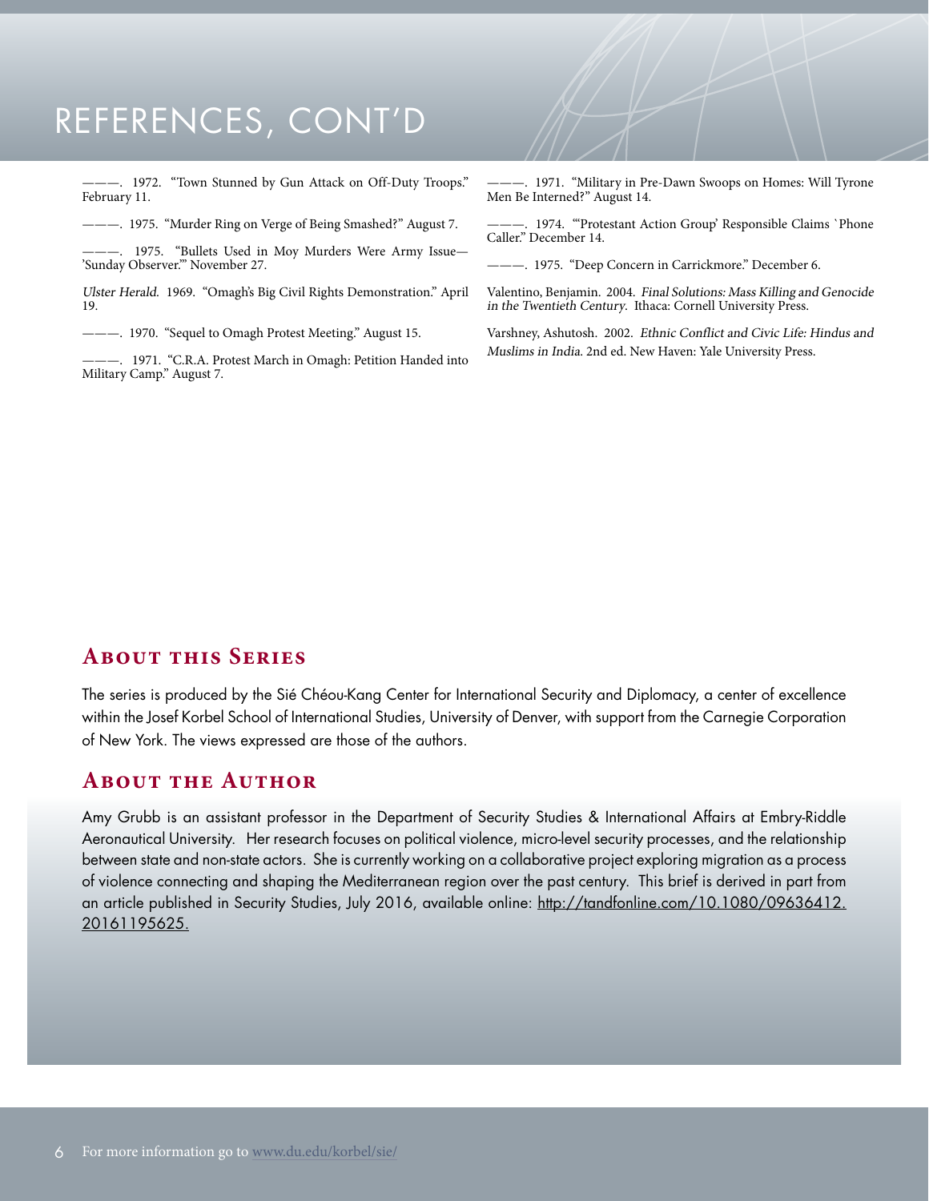# REFERENCES, CONT'D

———. 1972. "Town Stunned by Gun Attack on Off-Duty Troops." February 11.

———. 1975. "Murder Ring on Verge of Being Smashed?" August 7.

———. 1975. "Bullets Used in Moy Murders Were Army Issue—'Sunday Observer.'" November 27.

*Ulster Herald*. 1969. "Omagh's Big Civil Rights Demonstration." April 19.

———. 1970. "Sequel to Omagh Protest Meeting." August 15.

———. 1971. "C.R.A. Protest March in Omagh: Petition Handed into Military Camp." August 7.

———. 1971. "Military in Pre-Dawn Swoops on Homes: Will Tyrone Men Be Interned?" August 14.

———. 1974. "'Protestant Action Group' Responsible Claims `Phone Caller." December 14.

———. 1975. "Deep Concern in Carrickmore." December 6.

Valentino, Benjamin. 2004. *Final Solutions: Mass Killing and Genocide in the Twentieth Century*. Ithaca: Cornell University Press.

Varshney, Ashutosh. 2002. *Ethnic Conflict and Civic Life: Hindus and Muslims in India*. 2nd ed. New Haven: Yale University Press.

## About this Series

The series is produced by the Sié Chéou-Kang Center for International Security and Diplomacy, a center of excellence within the Josef Korbel School of International Studies, University of Denver, with support from the Carnegie Corporation of New York. The views expressed are those of the authors.

## About the Author

Amy Grubb is an assistant professor in the Department of Security Studies & International Affairs at Embry-Riddle Aeronautical University. Her research focuses on political violence, micro-level security processes, and the relationship between state and non-state actors. She is currently working on a collaborative project exploring migration as a process of violence connecting and shaping the Mediterranean region over the past century. This brief is derived in part from an article published in Security Studies, July 2016, available online: http://tandfonline.com/10.1080/09636412.20161195625.

For more information go to www.du.edu/korbel/sie/